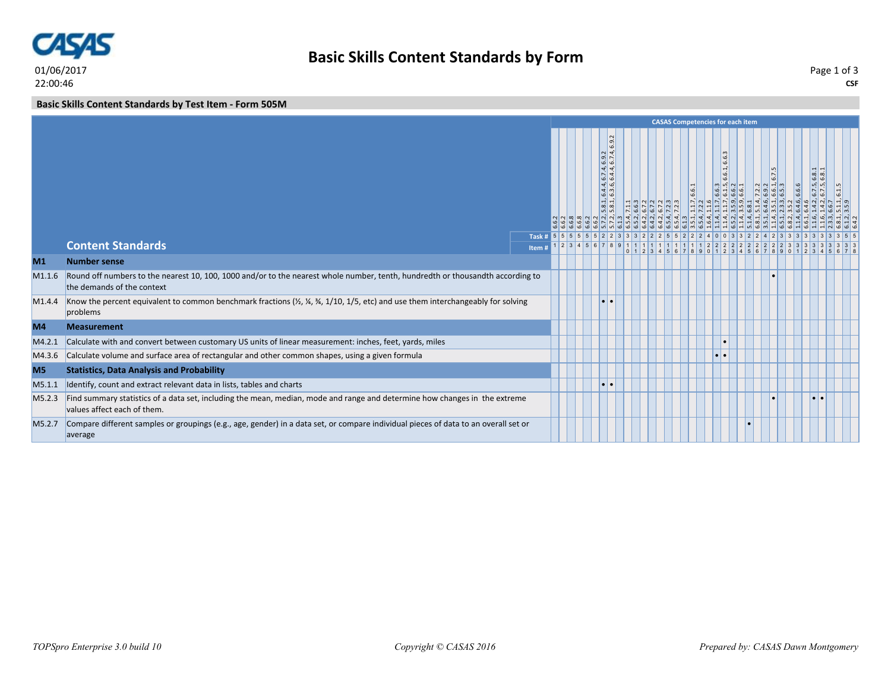# Basic Skills Content Standards by Form

01/06/2017
22:00:46

CSF

## Basic Skills Content Standards by Test Item - Form 505M

**CASAS Competencies for each item**

| | Content Standards | 1 | 2 | 3 | 4 | 5 | 6 | 7 | 8 | 9 | 10 | 11 | 12 | 13 | 14 | 15 | 16 | 17 | 18 | 19 | 20 | 21 | 22 | 23 | 24 | 25 | 26 | 27 | 28 | 29 | 30 | 31 | 32 | 33 | 34 | 35 | 36 | 37 | 38 |
|---|---|---|---|---|---|---|---|---|---|---|---|---|---|---|---|---|---|---|---|---|---|---|---|---|---|---|---|---|---|---|---|---|---|---|---|---|---|---|---|
| | CASAS Competencies | 6.6.2 | 6.6.2 | 6.6.8 | 6.6.8 | 6.6.2 | 6.6.2 | 5.7.2, 5.8.1, 6.4.4, 6.7.4, 6.9.2 | 5.7.2, 5.8.1, 6.3.6, 6.4.4, 6.7.4, 6.9.2 | 6.1.3 | 6.5.4, 7.1.1 | 6.5.2, 6.6.3 | 6.4.2, 6.7.2 | 6.4.2, 6.7.2 | 6.4.2, 6.7.2 | 6.5.4, 7.2.3 | 6.5.4, 7.2.3 | 6.1.3 | 3.5.1, 1.1.7, 6.6.1 | 6.5.4, 7.2.2 | 1.6.4, 1.1.6 | 1.1.4, 1.1.7, 6.6.3 | 1.1.4, 1.1.7, 6.1.5, 6.6.1, 6.6.3 | 6.5.2, 3.5.9, 6.6.2 | 1.1.4, 3.5.9, 6.6.1 | 5.1.4, 6.8.1 | 6.8.1, 5.1.4, 7.2.2 | 3.5.1, 6.4.6, 6.9.2 | 1.1.4, 3.5.1, 6.6.1, 6.7.5 | 6.5.1, 2.3.3, 6.5.3 | 6.8.2, 3.5.2 | 1.1.4, 6.4.6, 6.6.6 | 6.6.1, 6.4.6 | 1.1.6, 1.4.2, 6.7.5, 6.8.1 | 1.1.6, 1.4.2, 6.7.5, 6.8.1 | 2.3.3, 6.6.7 | 6.8.1, 5.1.1, 6.1.5 | 6.1.2, 3.5.9 | 6.4.2 |
| | Task # | 5 | 5 | 5 | 5 | 5 | 5 | 2 | 2 | 3 | 3 | 3 | 2 | 2 | 2 | 5 | 5 | 2 | 2 | 2 | 4 | 0 | 0 | 3 | 3 | 2 | 2 | 4 | 2 | 3 | 3 | 3 | 3 | 3 | 3 | 3 | 3 | 5 | 5 |
| | Item # | 1 | 2 | 3 | 4 | 5 | 6 | 7 | 8 | 9 | 10 | 11 | 12 | 13 | 14 | 15 | 16 | 17 | 18 | 19 | 20 | 21 | 22 | 23 | 24 | 25 | 26 | 27 | 28 | 29 | 30 | 31 | 32 | 33 | 34 | 35 | 36 | 37 | 38 |
| **M1** | **Number sense** | | | | | | | | | | | | | | | | | | | | | | | | | | | | | | | | | | | | | | |
| M1.1.6 | Round off numbers to the nearest 10, 100, 1000 and/or to the nearest whole number, tenth, hundredth or thousandth according to the demands of the context | | | | | | | | | | | | | | | | | | | | | | | | | | | | • | | | | | | | | | | |
| M1.4.4 | Know the percent equivalent to common benchmark fractions (½, ¼, ¾, 1/10, 1/5, etc) and use them interchangeably for solving problems | | | | | | | • | • | | | | | | | | | | | | | | | | | | | | | | | | | | | | | | |
| **M4** | **Measurement** | | | | | | | | | | | | | | | | | | | | | | | | | | | | | | | | | | | | | | |
| M4.2.1 | Calculate with and convert between customary US units of linear measurement: inches, feet, yards, miles | | | | | | | | | | | | | | | | | | | | | | • | | | | | | | | | | | | | | | | |
| M4.3.6 | Calculate volume and surface area of rectangular and other common shapes, using a given formula | | | | | | | | | | | | | | | | | | | | | • | • | | | | | | | | | | | | | | | | |
| **M5** | **Statistics, Data Analysis and Probability** | | | | | | | | | | | | | | | | | | | | | | | | | | | | | | | | | | | | | | |
| M5.1.1 | Identify, count and extract relevant data in lists, tables and charts | | | | | | | • | • | | | | | | | | | | | | | | | | | | | | | | | | | | | | | | |
| M5.2.3 | Find summary statistics of a data set, including the mean, median, mode and range and determine how changes in the extreme values affect each of them. | | | | | | | | | | | | | | | | | | | | | | | | | | | | • | | | | | • | • | | | | |
| M5.2.7 | Compare different samples or groupings (e.g., age, gender) in a data set, or compare individual pieces of data to an overall set or average | | | | | | | | | | | | | | | | | | | | | | | | | • | | | | | | | | | | | | | |

*TOPSpro Enterprise 3.0 build 10* — *Copyright © CASAS 2016* — *Prepared by: CASAS Dawn Montgomery*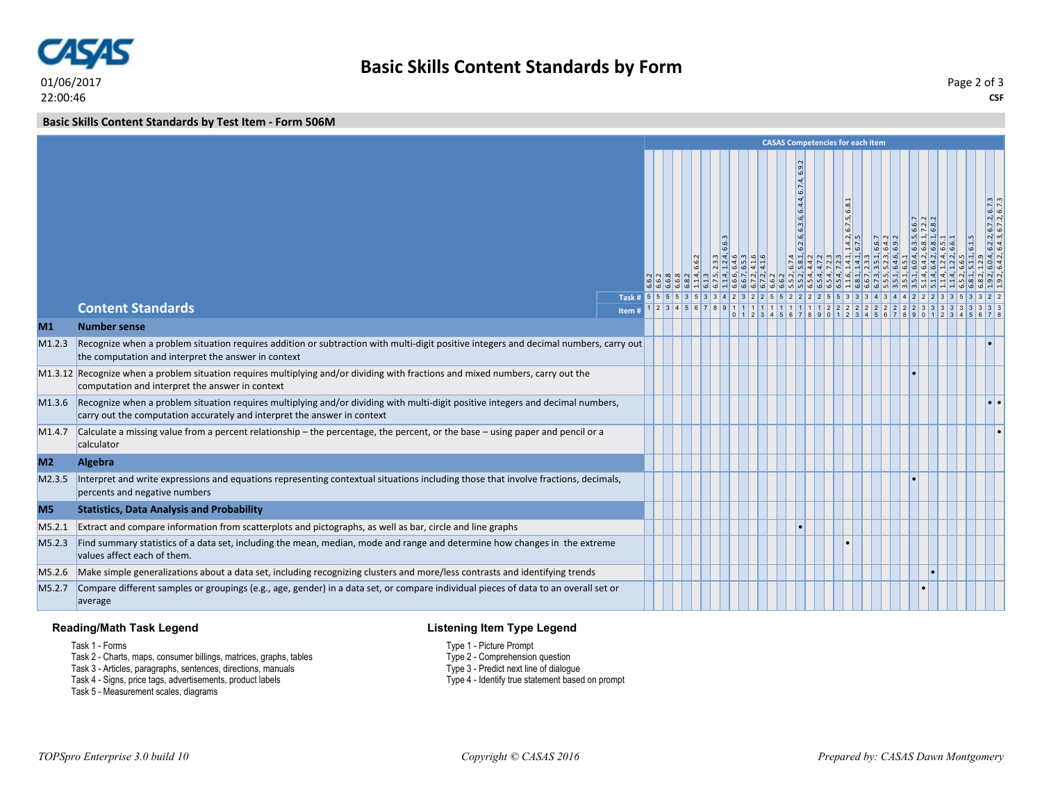# Basic Skills Content Standards by Form

01/06/2017
22:00:46

CSF

## Basic Skills Content Standards by Test Item - Form 506M

| | Content Standards | 1 | 2 | 3 | 4 | 5 | 6 | 7 | 8 | 9 | 10 | 11 | 12 | 13 | 14 | 15 | 16 | 17 | 18 | 19 | 20 | 21 | 22 | 23 | 24 | 25 | 26 | 27 | 28 | 29 | 30 | 31 | 32 | 33 | 34 | 35 | 36 | 37 | 38 |
|---|---|---|---|---|---|---|---|---|---|---|---|---|---|---|---|---|---|---|---|---|---|---|---|---|---|---|---|---|---|---|---|---|---|---|---|---|---|---|---|
| | CASAS Competencies for each item | 6.6.2 | 6.6.2 | 6.6.8 | 6.6.8 | 6.8.2 | 1.1.4, 6.6.2 | 6.1.3 | 6.7.5, 2.3.3 | 1.1.4, 1.2.4, 6.6.3 | 6.6.6, 6.4.6 | 6.6.7, 6.5.3 | 6.7.2, 4.1.6 | 6.7.2, 4.1.6 | 6.6.2 | 6.6.2 | 5.5.2, 6.7.4 | 5.5.2, 5.8.1, 6.2.6, 6.3.6, 6.4.4, 6.7.4, 6.9.2 | 6.5.4, 4.4.2 | 6.5.4, 4.7.2 | 6.5.4, 7.2.3 | 6.5.4, 7.2.3 | 1.1.6, 1.4.1, 1.4.2, 6.7.5, 6.8.1 | 6.8.1, 1.4.1, 6.7.5 | 6.6.7, 2.3.3 | 6.7.3, 3.5.1, 6.6.7 | 5.5.5, 5.2.3, 6.4.2 | 3.5.1, 6.4.6, 6.9.2 | 3.5.1, 6.5.1 | 3.5.1, 6.0.4, 6.3.5, 6.6.7 | 5.1.4, 6.4.2, 6.8.1, 7.2.2 | 5.1.4, 6.4.2, 6.8.1, 6.8.2 | 1.1.4, 1.2.4, 6.5.1 | 1.1.4, 1.2.2, 6.6.1 | 6.5.2, 6.6.5 | 6.8.1, 5.1.1, 6.1.5 | 6.8.2, 1.2.9 | 1.9.2, 6.0.4, 6.2.2, 6.7.2, 6.7.3 | 1.9.2, 6.4.2, 6.4.3, 6.7.2, 6.7.3 |
| | Task # | 5 | 5 | 5 | 5 | 3 | 5 | 3 | 3 | 4 | 2 | 3 | 2 | 2 | 5 | 5 | 2 | 2 | 2 | 2 | 5 | 5 | 3 | 3 | 3 | 4 | 3 | 4 | 4 | 2 | 2 | 2 | 3 | 3 | 5 | 3 | 3 | 2 | 2 |
| **M1** | **Number sense** | | | | | | | | | | | | | | | | | | | | | | | | | | | | | | | | | | | | | | |
| M1.2.3 | Recognize when a problem situation requires addition or subtraction with multi-digit positive integers and decimal numbers, carry out the computation and interpret the answer in context | | | | | | | | | | | | | | | | | | | | | | | | | | | | | | | | | | | | | • | |
| M1.3.12 | Recognize when a problem situation requires multiplying and/or dividing with fractions and mixed numbers, carry out the computation and interpret the answer in context | | | | | | | | | | | | | | | | | | | | | | | | | | | | | • | | | | | | | | | |
| M1.3.6 | Recognize when a problem situation requires multiplying and/or dividing with multi-digit positive integers and decimal numbers, carry out the computation accurately and interpret the answer in context | | | | | | | | | | | | | | | | | | | | | | | | | | | | | | | | | | | | | • | • |
| M1.4.7 | Calculate a missing value from a percent relationship – the percentage, the percent, or the base – using paper and pencil or a calculator | | | | | | | | | | | | | | | | | | | | | | | | | | | | | | | | | | | | | | • |
| **M2** | **Algebra** | | | | | | | | | | | | | | | | | | | | | | | | | | | | | | | | | | | | | | |
| M2.3.5 | Interpret and write expressions and equations representing contextual situations including those that involve fractions, decimals, percents and negative numbers | | | | | | | | | | | | | | | | | | | | | | | | | | | | | • | | | | | | | | | |
| **M5** | **Statistics, Data Analysis and Probability** | | | | | | | | | | | | | | | | | | | | | | | | | | | | | | | | | | | | | | |
| M5.2.1 | Extract and compare information from scatterplots and pictographs, as well as bar, circle and line graphs | | | | | | | | | | | | | | | | | • | | | | | | | | | | | | | | | | | | | | | |
| M5.2.3 | Find summary statistics of a data set, including the mean, median, mode and range and determine how changes in the extreme values affect each of them. | | | | | | | | | | | | | | | | | | | | | | • | | | | | | | | | | | | | | | | |
| M5.2.6 | Make simple generalizations about a data set, including recognizing clusters and more/less contrasts and identifying trends | | | | | | | | | | | | | | | | | | | | | | | | | | | | | | | • | | | | | | | |
| M5.2.7 | Compare different samples or groupings (e.g., age, gender) in a data set, or compare individual pieces of data to an overall set or average | | | | | | | | | | | | | | | | | | | | | | | | | | | | | | • | | | | | | | | |

### Reading/Math Task Legend

Task 1 - Forms
Task 2 - Charts, maps, consumer billings, matrices, graphs, tables
Task 3 - Articles, paragraphs, sentences, directions, manuals
Task 4 - Signs, price tags, advertisements, product labels
Task 5 - Measurement scales, diagrams

### Listening Item Type Legend

Type 1 - Picture Prompt
Type 2 - Comprehension question
Type 3 - Predict next line of dialogue
Type 4 - Identify true statement based on prompt

*TOPSpro Enterprise 3.0 build 10* *Copyright © CASAS 2016* *Prepared by: CASAS Dawn Montgomery*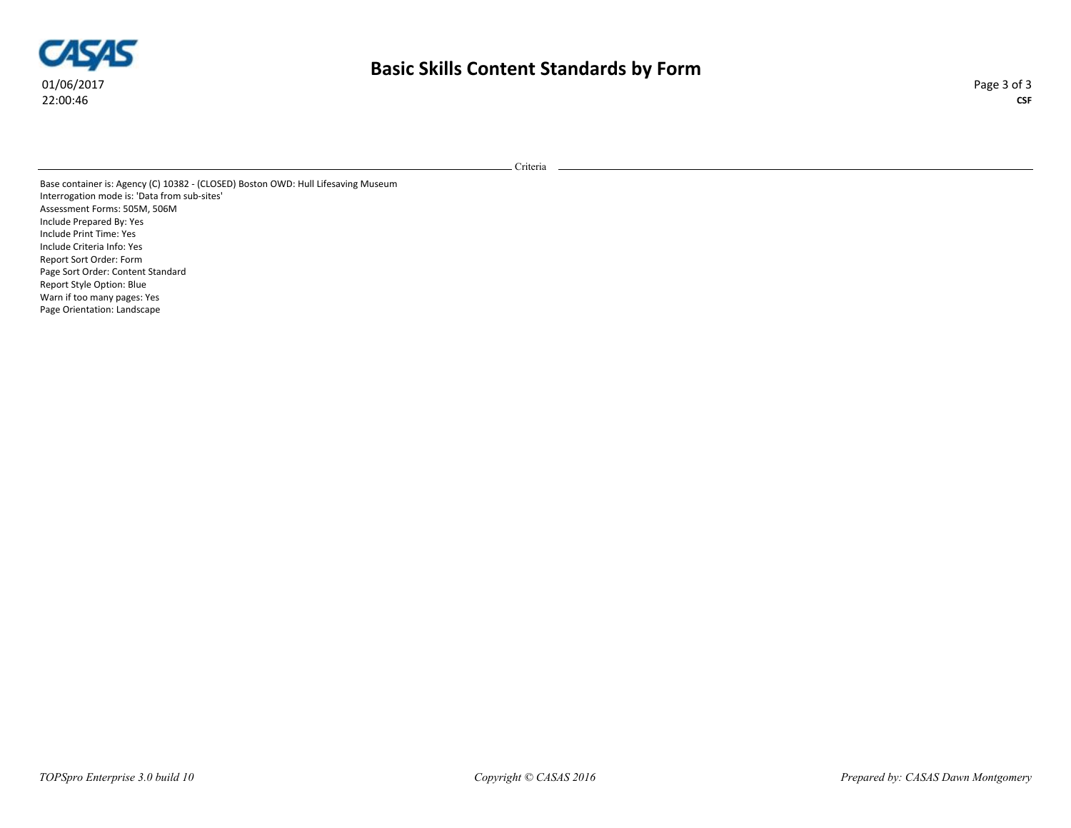# Basic Skills Content Standards by Form

01/06/2017
22:00:46

CSF

## Criteria

Base container is: Agency (C) 10382 - (CLOSED) Boston OWD: Hull Lifesaving Museum
Interrogation mode is: 'Data from sub-sites'
Assessment Forms: 505M, 506M
Include Prepared By: Yes
Include Print Time: Yes
Include Criteria Info: Yes
Report Sort Order: Form
Page Sort Order: Content Standard
Report Style Option: Blue
Warn if too many pages: Yes
Page Orientation: Landscape

*TOPSpro Enterprise 3.0 build 10*　　*Copyright © CASAS 2016*　　*Prepared by: CASAS Dawn Montgomery*